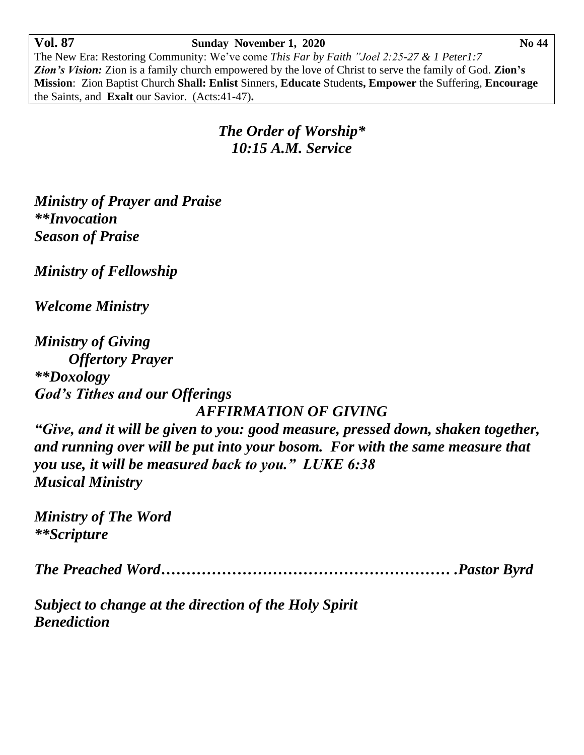**Vol. 87** **Sunday November 1, 2020** **No 44**

The New Era: Restoring Community: We've come *This Far by Faith "Joel 2:25-27 & 1 Peter1:7*
***Zion's Vision:*** Zion is a family church empowered by the love of Christ to serve the family of God. **Zion's Mission**: Zion Baptist Church **Shall: Enlist** Sinners, **Educate** Student**s, Empower** the Suffering, **Encourage** the Saints, and **Exalt** our Savior. (Acts:41-47)**.**

## *The Order of Worship**
## *10:15 A.M. Service*

***Ministry of Prayer and Praise***
*****Invocation***
***Season of Praise***

***Ministry of Fellowship***

***Welcome Ministry***

***Ministry of Giving***
***Offertory Prayer***
*****Doxology***
***God's Tithes and our Offerings***

***AFFIRMATION OF GIVING***

***"Give, and it will be given to you: good measure, pressed down, shaken together, and running over will be put into your bosom. For with the same measure that you use, it will be measured back to you." LUKE 6:38***
***Musical Ministry***

***Ministry of The Word***
*****Scripture***

***The Preached Word………………………………………………… .Pastor Byrd***

***Subject to change at the direction of the Holy Spirit***
***Benediction***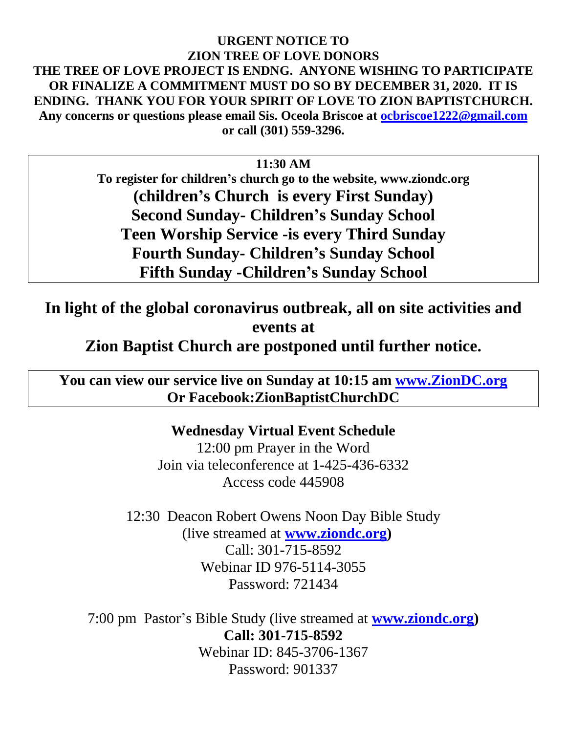**URGENT NOTICE TO**
**ZION TREE OF LOVE DONORS**
**THE TREE OF LOVE PROJECT IS ENDNG. ANYONE WISHING TO PARTICIPATE OR FINALIZE A COMMITMENT MUST DO SO BY DECEMBER 31, 2020. IT IS ENDING. THANK YOU FOR YOUR SPIRIT OF LOVE TO ZION BAPTISTCHURCH.**
**Any concerns or questions please email Sis. Oceola Briscoe at ocbriscoe1222@gmail.com or call (301) 559-3296.**

**11:30 AM**
**To register for children's church go to the website, www.ziondc.org**
**(children's Church is every First Sunday)**
**Second Sunday- Children's Sunday School**
**Teen Worship Service -is every Third Sunday**
**Fourth Sunday- Children's Sunday School**
**Fifth Sunday -Children's Sunday School**

## In light of the global coronavirus outbreak, all on site activities and events at Zion Baptist Church are postponed until further notice.

**You can view our service live on Sunday at 10:15 am www.ZionDC.org**
**Or Facebook:ZionBaptistChurchDC**

**Wednesday Virtual Event Schedule**

12:00 pm Prayer in the Word
Join via teleconference at 1-425-436-6332
Access code 445908

12:30 Deacon Robert Owens Noon Day Bible Study
(live streamed at **www.ziondc.org)**
Call: 301-715-8592
Webinar ID 976-5114-3055
Password: 721434

7:00 pm Pastor's Bible Study (live streamed at **www.ziondc.org)**
**Call: 301-715-8592**
Webinar ID: 845-3706-1367
Password: 901337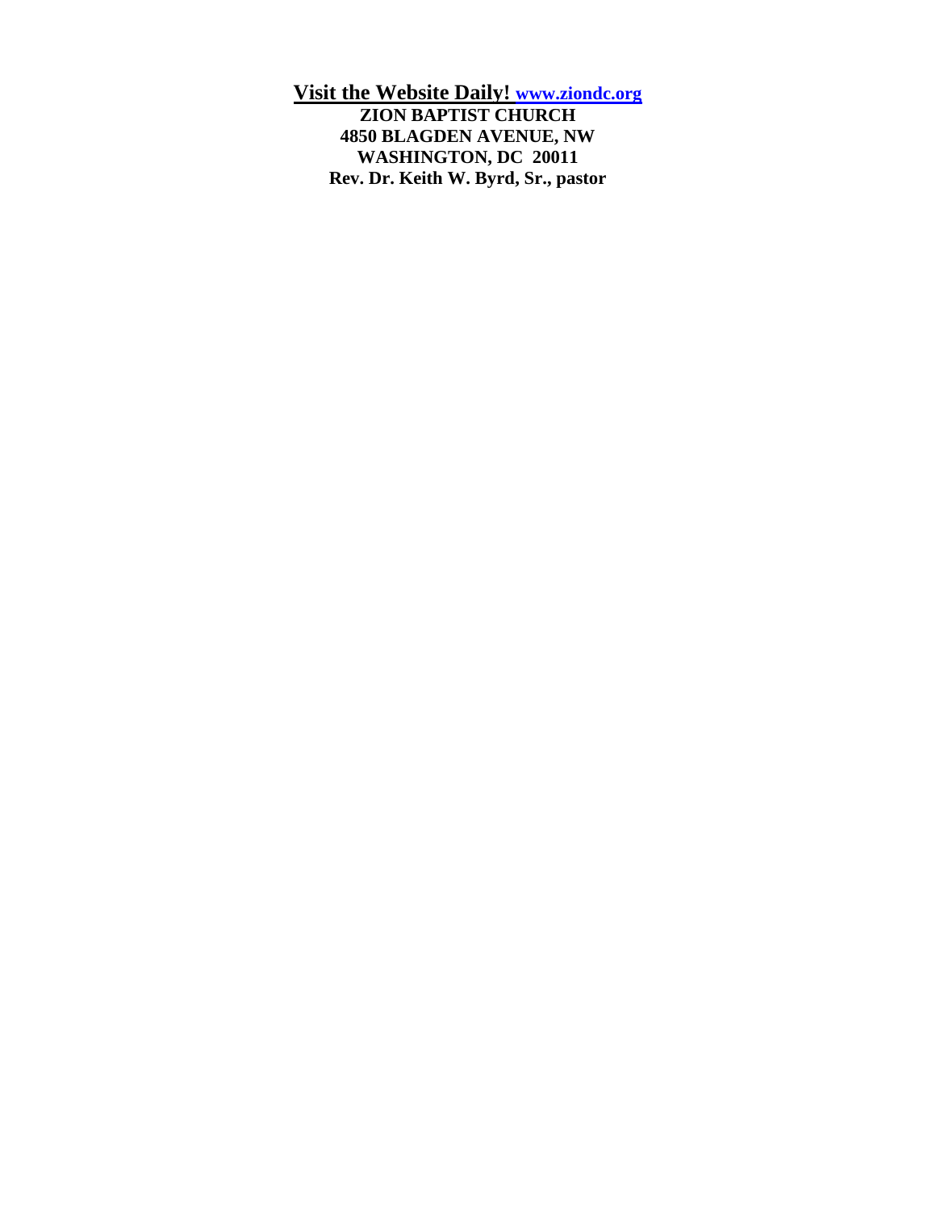**<u>Visit the Website Daily!</u>** **[www.ziondc.org](http://www.ziondc.org)**

**ZION BAPTIST CHURCH**
**4850 BLAGDEN AVENUE, NW**
**WASHINGTON, DC 20011**
**Rev. Dr. Keith W. Byrd, Sr., pastor**